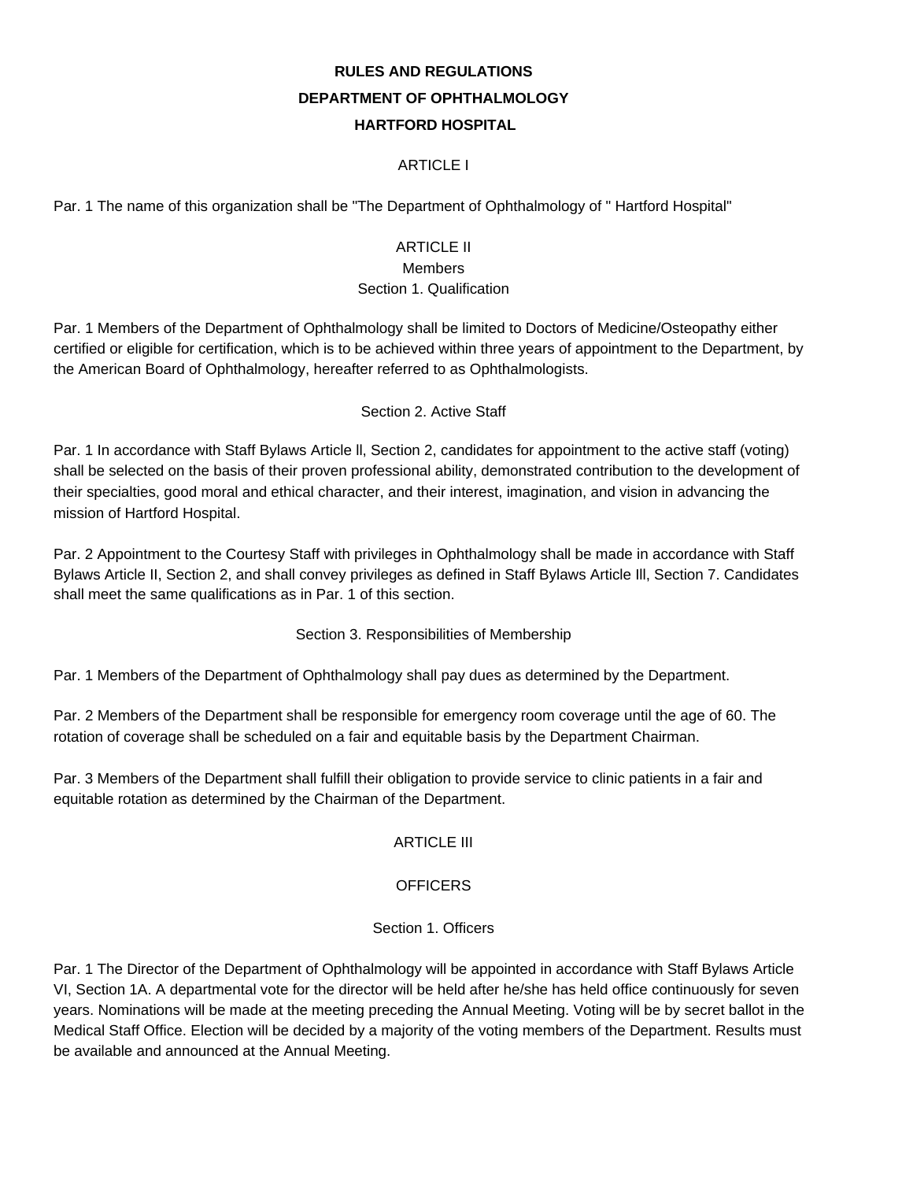# RULES AND REGULATIONS

# DEPARTMENT OF OPHTHALMOLOGY

# HARTFORD HOSPITAL

## ARTICLE I

Par. 1 The name of this organization shall be "The Department of Ophthalmology of " Hartford Hospital"

## ARTICLE II

### Members

### Section 1. Qualification

Par. 1 Members of the Department of Ophthalmology shall be limited to Doctors of Medicine/Osteopathy either certified or eligible for certification, which is to be achieved within three years of appointment to the Department, by the American Board of Ophthalmology, hereafter referred to as Ophthalmologists.

### Section 2. Active Staff

Par. 1 In accordance with Staff Bylaws Article ll, Section 2, candidates for appointment to the active staff (voting) shall be selected on the basis of their proven professional ability, demonstrated contribution to the development of their specialties, good moral and ethical character, and their interest, imagination, and vision in advancing the mission of Hartford Hospital.

Par. 2 Appointment to the Courtesy Staff with privileges in Ophthalmology shall be made in accordance with Staff Bylaws Article II, Section 2, and shall convey privileges as defined in Staff Bylaws Article Ill, Section 7. Candidates shall meet the same qualifications as in Par. 1 of this section.

### Section 3. Responsibilities of Membership

Par. 1 Members of the Department of Ophthalmology shall pay dues as determined by the Department.

Par. 2 Members of the Department shall be responsible for emergency room coverage until the age of 60. The rotation of coverage shall be scheduled on a fair and equitable basis by the Department Chairman.

Par. 3 Members of the Department shall fulfill their obligation to provide service to clinic patients in a fair and equitable rotation as determined by the Chairman of the Department.

## ARTICLE III

## OFFICERS

### Section 1. Officers

Par. 1 The Director of the Department of Ophthalmology will be appointed in accordance with Staff Bylaws Article VI, Section 1A. A departmental vote for the director will be held after he/she has held office continuously for seven years. Nominations will be made at the meeting preceding the Annual Meeting. Voting will be by secret ballot in the Medical Staff Office. Election will be decided by a majority of the voting members of the Department. Results must be available and announced at the Annual Meeting.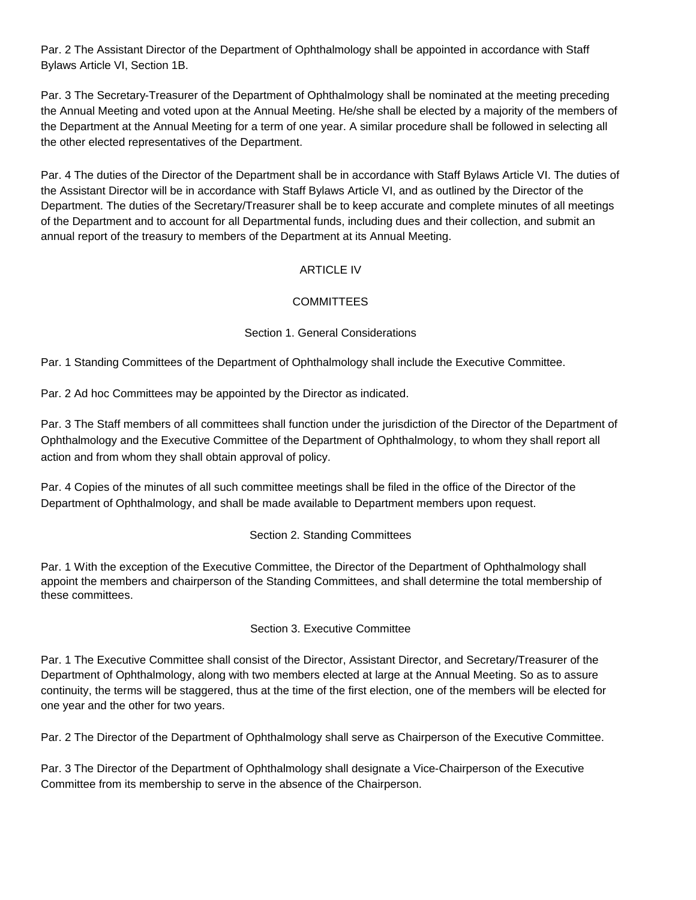Par. 2 The Assistant Director of the Department of Ophthalmology shall be appointed in accordance with Staff Bylaws Article VI, Section 1B.

Par. 3 The Secretary-Treasurer of the Department of Ophthalmology shall be nominated at the meeting preceding the Annual Meeting and voted upon at the Annual Meeting. He/she shall be elected by a majority of the members of the Department at the Annual Meeting for a term of one year. A similar procedure shall be followed in selecting all the other elected representatives of the Department.

Par. 4 The duties of the Director of the Department shall be in accordance with Staff Bylaws Article VI. The duties of the Assistant Director will be in accordance with Staff Bylaws Article VI, and as outlined by the Director of the Department. The duties of the Secretary/Treasurer shall be to keep accurate and complete minutes of all meetings of the Department and to account for all Departmental funds, including dues and their collection, and submit an annual report of the treasury to members of the Department at its Annual Meeting.

## ARTICLE IV

## COMMITTEES

### Section 1. General Considerations

Par. 1 Standing Committees of the Department of Ophthalmology shall include the Executive Committee.

Par. 2 Ad hoc Committees may be appointed by the Director as indicated.

Par. 3 The Staff members of all committees shall function under the jurisdiction of the Director of the Department of Ophthalmology and the Executive Committee of the Department of Ophthalmology, to whom they shall report all action and from whom they shall obtain approval of policy.

Par. 4 Copies of the minutes of all such committee meetings shall be filed in the office of the Director of the Department of Ophthalmology, and shall be made available to Department members upon request.

### Section 2. Standing Committees

Par. 1 With the exception of the Executive Committee, the Director of the Department of Ophthalmology shall appoint the members and chairperson of the Standing Committees, and shall determine the total membership of these committees.

### Section 3. Executive Committee

Par. 1 The Executive Committee shall consist of the Director, Assistant Director, and Secretary/Treasurer of the Department of Ophthalmology, along with two members elected at large at the Annual Meeting. So as to assure continuity, the terms will be staggered, thus at the time of the first election, one of the members will be elected for one year and the other for two years.

Par. 2 The Director of the Department of Ophthalmology shall serve as Chairperson of the Executive Committee.

Par. 3 The Director of the Department of Ophthalmology shall designate a Vice-Chairperson of the Executive Committee from its membership to serve in the absence of the Chairperson.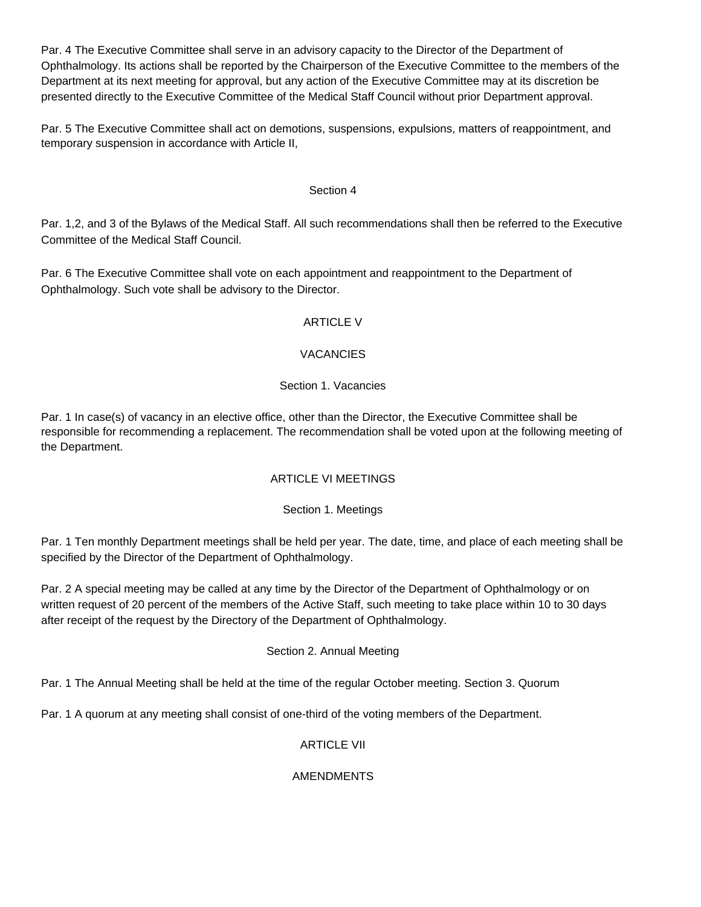Par. 4 The Executive Committee shall serve in an advisory capacity to the Director of the Department of Ophthalmology. Its actions shall be reported by the Chairperson of the Executive Committee to the members of the Department at its next meeting for approval, but any action of the Executive Committee may at its discretion be presented directly to the Executive Committee of the Medical Staff Council without prior Department approval.

Par. 5 The Executive Committee shall act on demotions, suspensions, expulsions, matters of reappointment, and temporary suspension in accordance with Article II,

Section 4

Par. 1,2, and 3 of the Bylaws of the Medical Staff. All such recommendations shall then be referred to the Executive Committee of the Medical Staff Council.

Par. 6 The Executive Committee shall vote on each appointment and reappointment to the Department of Ophthalmology. Such vote shall be advisory to the Director.

## ARTICLE V

## VACANCIES

### Section 1. Vacancies

Par. 1 In case(s) of vacancy in an elective office, other than the Director, the Executive Committee shall be responsible for recommending a replacement. The recommendation shall be voted upon at the following meeting of the Department.

## ARTICLE VI MEETINGS

### Section 1. Meetings

Par. 1 Ten monthly Department meetings shall be held per year. The date, time, and place of each meeting shall be specified by the Director of the Department of Ophthalmology.

Par. 2 A special meeting may be called at any time by the Director of the Department of Ophthalmology or on written request of 20 percent of the members of the Active Staff, such meeting to take place within 10 to 30 days after receipt of the request by the Directory of the Department of Ophthalmology.

### Section 2. Annual Meeting

Par. 1 The Annual Meeting shall be held at the time of the regular October meeting. Section 3. Quorum

Par. 1 A quorum at any meeting shall consist of one-third of the voting members of the Department.

## ARTICLE VII

## AMENDMENTS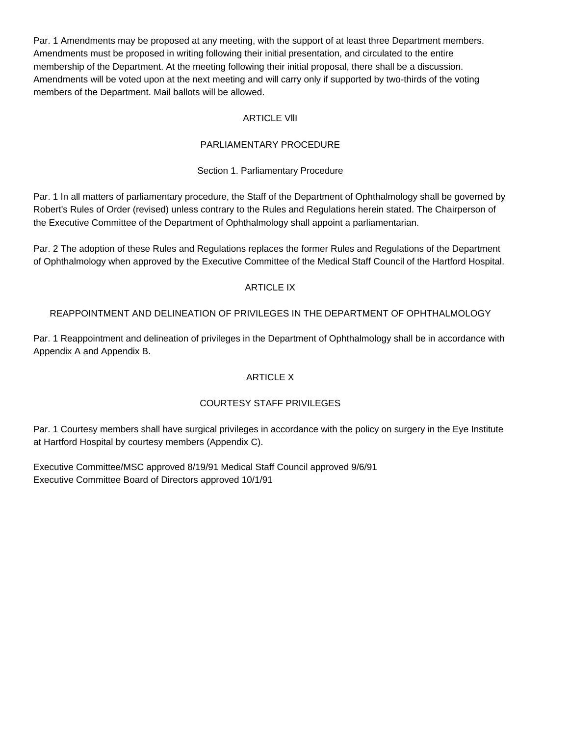Par. 1 Amendments may be proposed at any meeting, with the support of at least three Department members. Amendments must be proposed in writing following their initial presentation, and circulated to the entire membership of the Department. At the meeting following their initial proposal, there shall be a discussion. Amendments will be voted upon at the next meeting and will carry only if supported by two-thirds of the voting members of the Department. Mail ballots will be allowed.

## ARTICLE VllI

## PARLIAMENTARY PROCEDURE

### Section 1. Parliamentary Procedure

Par. 1 In all matters of parliamentary procedure, the Staff of the Department of Ophthalmology shall be governed by Robert's Rules of Order (revised) unless contrary to the Rules and Regulations herein stated. The Chairperson of the Executive Committee of the Department of Ophthalmology shall appoint a parliamentarian.

Par. 2 The adoption of these Rules and Regulations replaces the former Rules and Regulations of the Department of Ophthalmology when approved by the Executive Committee of the Medical Staff Council of the Hartford Hospital.

## ARTICLE IX

## REAPPOINTMENT AND DELINEATION OF PRIVILEGES IN THE DEPARTMENT OF OPHTHALMOLOGY

Par. 1 Reappointment and delineation of privileges in the Department of Ophthalmology shall be in accordance with Appendix A and Appendix B.

## ARTICLE X

## COURTESY STAFF PRIVILEGES

Par. 1 Courtesy members shall have surgical privileges in accordance with the policy on surgery in the Eye Institute at Hartford Hospital by courtesy members (Appendix C).

Executive Committee/MSC approved 8/19/91 Medical Staff Council approved 9/6/91
Executive Committee Board of Directors approved 10/1/91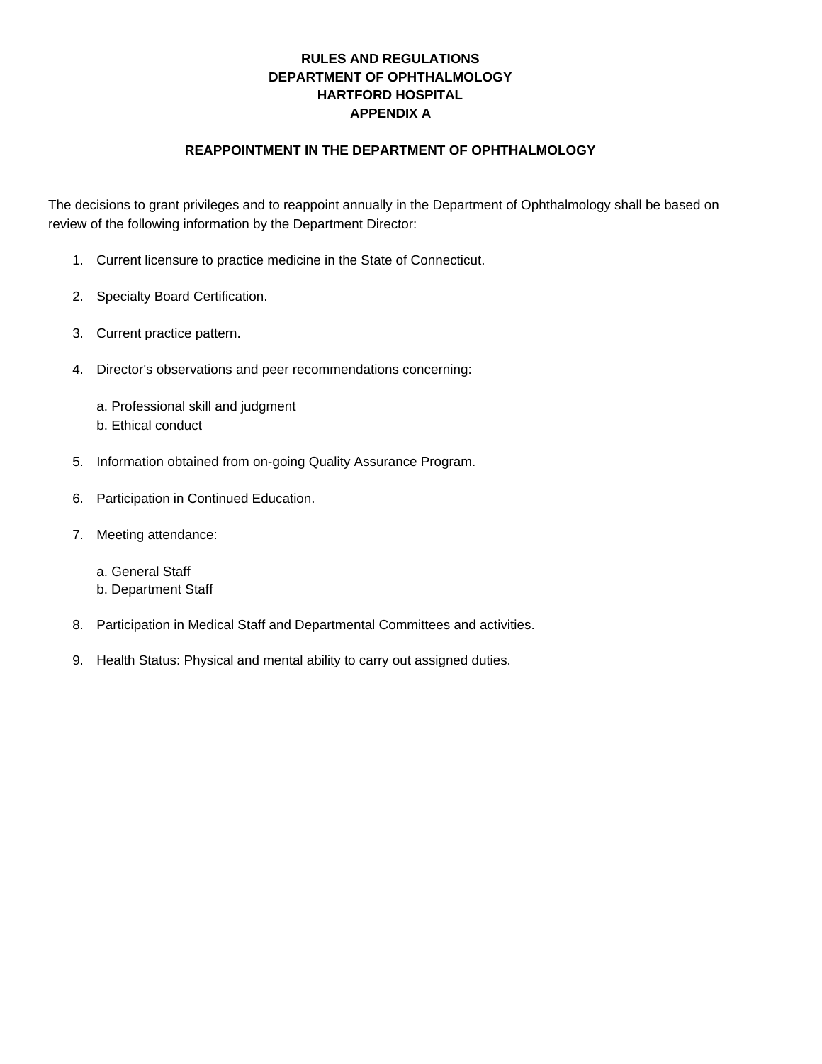# RULES AND REGULATIONS
# DEPARTMENT OF OPHTHALMOLOGY
# HARTFORD HOSPITAL
# APPENDIX A

## REAPPOINTMENT IN THE DEPARTMENT OF OPHTHALMOLOGY

The decisions to grant privileges and to reappoint annually in the Department of Ophthalmology shall be based on review of the following information by the Department Director:

1. Current licensure to practice medicine in the State of Connecticut.

2. Specialty Board Certification.

3. Current practice pattern.

4. Director's observations and peer recommendations concerning:

   a. Professional skill and judgment
   b. Ethical conduct

5. Information obtained from on-going Quality Assurance Program.

6. Participation in Continued Education.

7. Meeting attendance:

   a. General Staff
   b. Department Staff

8. Participation in Medical Staff and Departmental Committees and activities.

9. Health Status: Physical and mental ability to carry out assigned duties.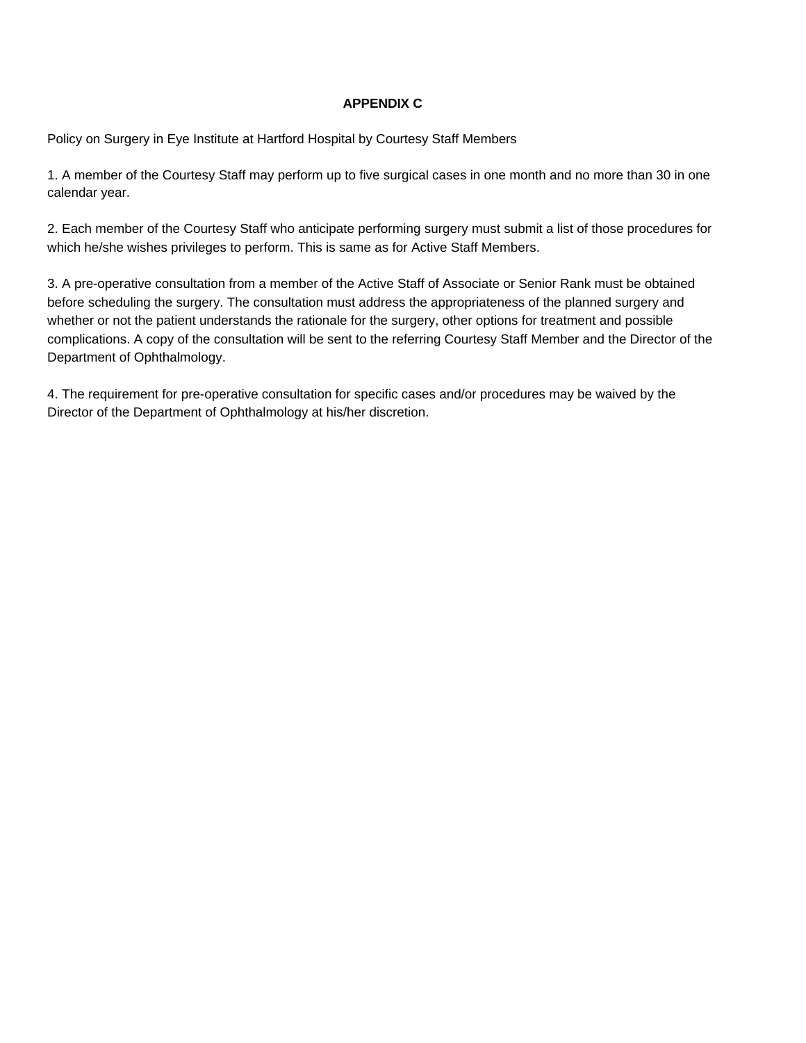# APPENDIX C

Policy on Surgery in Eye Institute at Hartford Hospital by Courtesy Staff Members

1. A member of the Courtesy Staff may perform up to five surgical cases in one month and no more than 30 in one calendar year.

2. Each member of the Courtesy Staff who anticipate performing surgery must submit a list of those procedures for which he/she wishes privileges to perform. This is same as for Active Staff Members.

3. A pre-operative consultation from a member of the Active Staff of Associate or Senior Rank must be obtained before scheduling the surgery. The consultation must address the appropriateness of the planned surgery and whether or not the patient understands the rationale for the surgery, other options for treatment and possible complications. A copy of the consultation will be sent to the referring Courtesy Staff Member and the Director of the Department of Ophthalmology.

4. The requirement for pre-operative consultation for specific cases and/or procedures may be waived by the Director of the Department of Ophthalmology at his/her discretion.